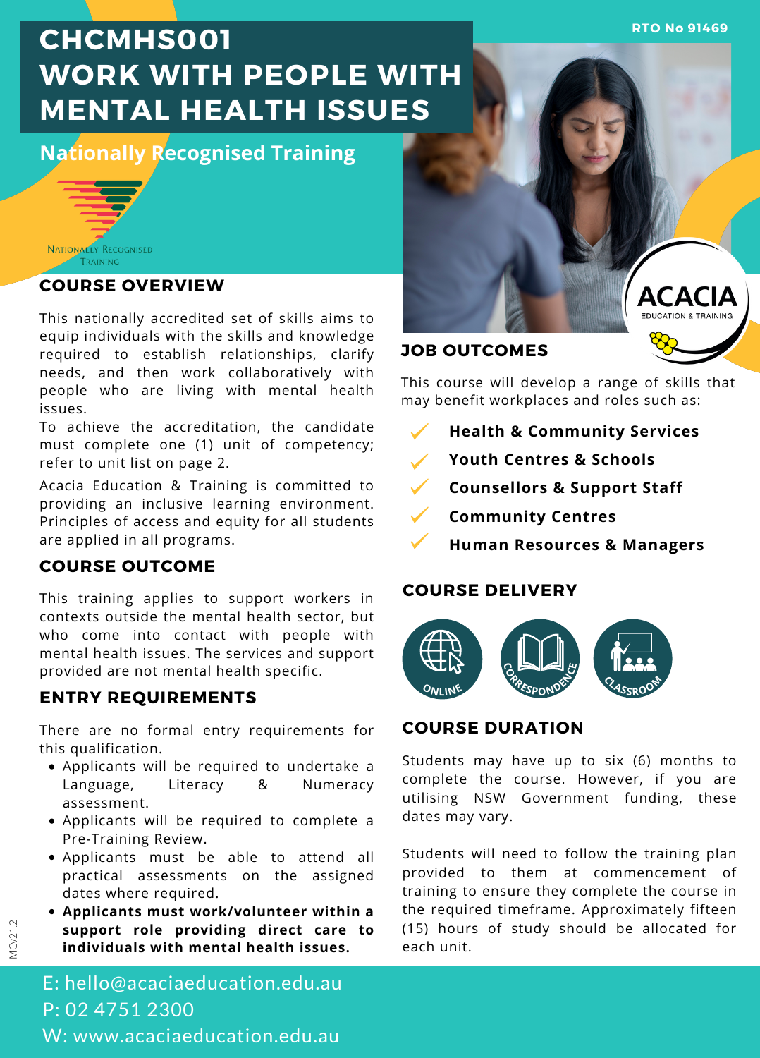RTO No 91469

# CHCMHS001 WORK WITH PEOPLE WITH MENTAL HEALTH ISSUES

**Nationally Recognised Training**

NATIONALLY RECOGNISED TRAINING

## COURSE OVERVIEW

This nationally accredited set of skills aims to equip individuals with the skills and knowledge required to establish relationships, clarify needs, and then work collaboratively with people who are living with mental health issues.

To achieve the accreditation, the candidate must complete one (1) unit of competency; refer to unit list on page 2.

Acacia Education & Training is committed to providing an inclusive learning environment. Principles of access and equity for all students are applied in all programs.

## COURSE OUTCOME

This training applies to support workers in contexts outside the mental health sector, but who come into contact with people with mental health issues. The services and support provided are not mental health specific.

## ENTRY REQUIREMENTS

There are no formal entry requirements for this qualification.

- Applicants will be required to undertake a Language, Literacy & Numeracy assessment.
- Applicants will be required to complete a Pre-Training Review.
- Applicants must be able to attend all practical assessments on the assigned dates where required.
- **Applicants must work/volunteer within a support role providing direct care to individuals with mental health issues.**

ACACIA EDUCATION & TRAINING

## JOB OUTCOMES

This course will develop a range of skills that may benefit workplaces and roles such as:

- **Health & Community Services**
- **Youth Centres & Schools**
- **Counsellors & Support Staff**
- **Community Centres**
- **Human Resources & Managers**

## COURSE DELIVERY

ONLINE | CORRESPONDENCE | CLASSROOM

## COURSE DURATION

Students may have up to six (6) months to complete the course. However, if you are utilising NSW Government funding, these dates may vary.

Students will need to follow the training plan provided to them at commencement of training to ensure they complete the course in the required timeframe. Approximately fifteen (15) hours of study should be allocated for each unit.

MCv21.2

E: hello@acaciaeducation.edu.au
P: 02 4751 2300
W: www.acaciaeducation.edu.au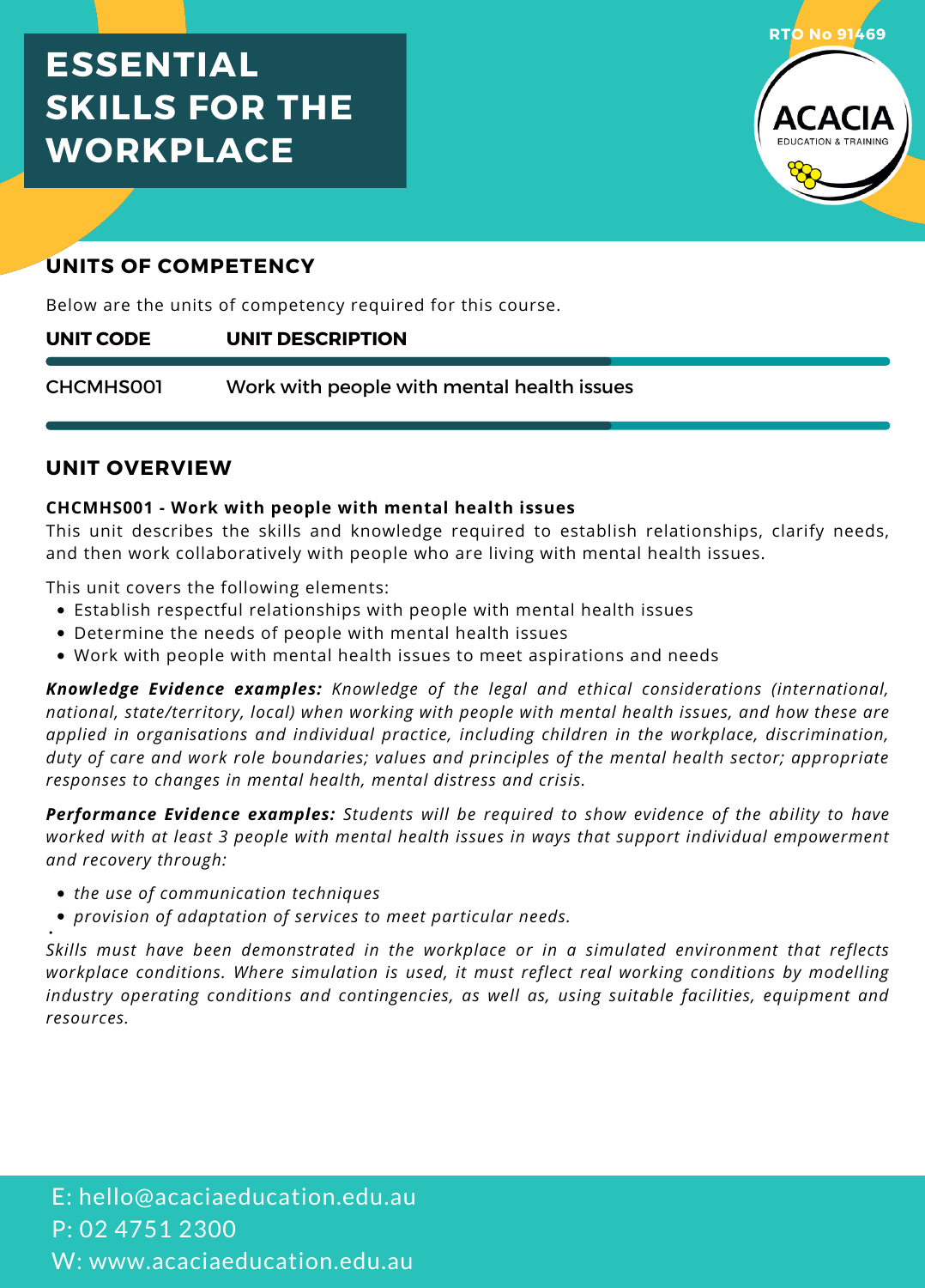# ESSENTIAL SKILLS FOR THE WORKPLACE

RTO No 91469

ACACIA
EDUCATION & TRAINING

## UNITS OF COMPETENCY

Below are the units of competency required for this course.

| UNIT CODE | UNIT DESCRIPTION |
|---|---|
| CHCMHS001 | Work with people with mental health issues |

## UNIT OVERVIEW

**CHCMHS001 - Work with people with mental health issues**
This unit describes the skills and knowledge required to establish relationships, clarify needs, and then work collaboratively with people who are living with mental health issues.

This unit covers the following elements:

- Establish respectful relationships with people with mental health issues
- Determine the needs of people with mental health issues
- Work with people with mental health issues to meet aspirations and needs

***Knowledge Evidence examples:*** *Knowledge of the legal and ethical considerations (international, national, state/territory, local) when working with people with mental health issues, and how these are applied in organisations and individual practice, including children in the workplace, discrimination, duty of care and work role boundaries; values and principles of the mental health sector; appropriate responses to changes in mental health, mental distress and crisis.*

***Performance Evidence examples:*** *Students will be required to show evidence of the ability to have worked with at least 3 people with mental health issues in ways that support individual empowerment and recovery through:*

- *the use of communication techniques*
- *provision of adaptation of services to meet particular needs.*

*Skills must have been demonstrated in the workplace or in a simulated environment that reflects workplace conditions. Where simulation is used, it must reflect real working conditions by modelling industry operating conditions and contingencies, as well as, using suitable facilities, equipment and resources.*

E: hello@acaciaeducation.edu.au
P: 02 4751 2300
W: www.acaciaeducation.edu.au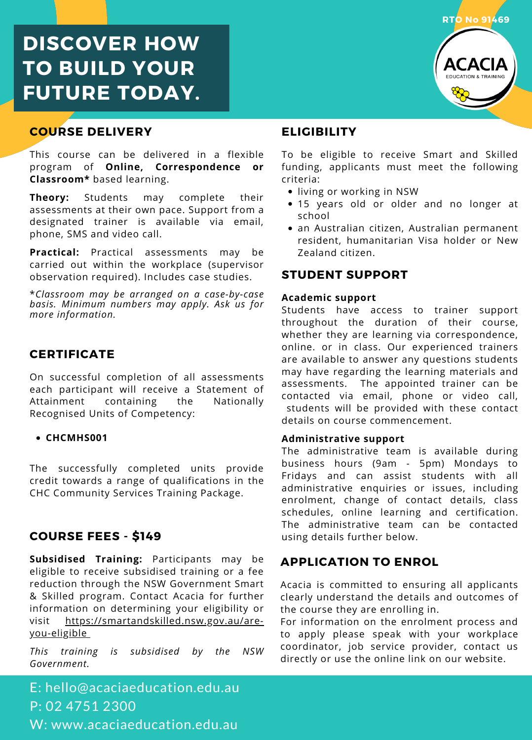# DISCOVER HOW TO BUILD YOUR FUTURE TODAY.

RTO No 91469

ACACIA
EDUCATION & TRAINING

## COURSE DELIVERY

This course can be delivered in a flexible program of **Online, Correspondence or Classroom*** based learning.

**Theory:** Students may complete their assessments at their own pace. Support from a designated trainer is available via email, phone, SMS and video call.

**Practical:** Practical assessments may be carried out within the workplace (supervisor observation required). Includes case studies.

**Classroom may be arranged on a case-by-case basis. Minimum numbers may apply. Ask us for more information.*

## CERTIFICATE

On successful completion of all assessments each participant will receive a Statement of Attainment containing the Nationally Recognised Units of Competency:

- **CHCMHS001**

The successfully completed units provide credit towards a range of qualifications in the CHC Community Services Training Package.

## COURSE FEES - $149

**Subsidised Training:** Participants may be eligible to receive subsidised training or a fee reduction through the NSW Government Smart & Skilled program. Contact Acacia for further information on determining your eligibility or visit https://smartandskilled.nsw.gov.au/are-you-eligible

*This training is subsidised by the NSW Government.*

## ELIGIBILITY

To be eligible to receive Smart and Skilled funding, applicants must meet the following criteria:

- living or working in NSW
- 15 years old or older and no longer at school
- an Australian citizen, Australian permanent resident, humanitarian Visa holder or New Zealand citizen.

## STUDENT SUPPORT

### Academic support

Students have access to trainer support throughout the duration of their course, whether they are learning via correspondence, online. or in class. Our experienced trainers are available to answer any questions students may have regarding the learning materials and assessments. The appointed trainer can be contacted via email, phone or video call, students will be provided with these contact details on course commencement.

### Administrative support

The administrative team is available during business hours (9am - 5pm) Mondays to Fridays and can assist students with all administrative enquiries or issues, including enrolment, change of contact details, class schedules, online learning and certification. The administrative team can be contacted using details further below.

## APPLICATION TO ENROL

Acacia is committed to ensuring all applicants clearly understand the details and outcomes of the course they are enrolling in.
For information on the enrolment process and to apply please speak with your workplace coordinator, job service provider, contact us directly or use the online link on our website.

E: hello@acaciaeducation.edu.au
P: 02 4751 2300
W: www.acaciaeducation.edu.au